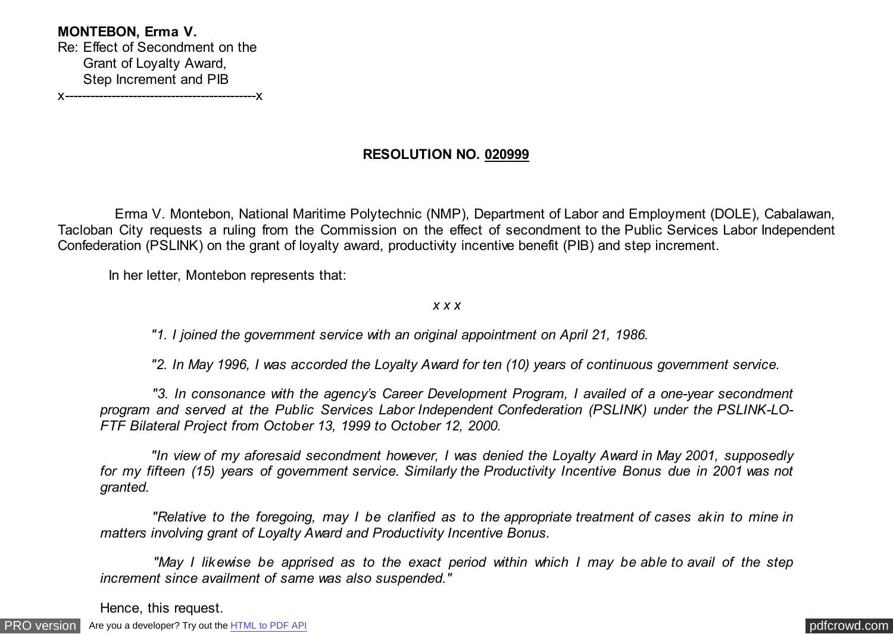**MONTEBON, Erma V.**
Re: Effect of Secondment on the
Grant of Loyalty Award,
Step Increment and PIB
x---------------------------------------------x

**RESOLUTION NO. 020999**

Erma V. Montebon, National Maritime Polytechnic (NMP), Department of Labor and Employment (DOLE), Cabalawan, Tacloban City requests a ruling from the Commission on the effect of secondment to the Public Services Labor Independent Confederation (PSLINK) on the grant of loyalty award, productivity incentive benefit (PIB) and step increment.

In her letter, Montebon represents that:

*x x x*

*"1. I joined the government service with an original appointment on April 21, 1986.*

*"2. In May 1996, I was accorded the Loyalty Award for ten (10) years of continuous government service.*

*"3. In consonance with the agency's Career Development Program, I availed of a one-year secondment program and served at the Public Services Labor Independent Confederation (PSLINK) under the PSLINK-LO-FTF Bilateral Project from October 13, 1999 to October 12, 2000.*

*"In view of my aforesaid secondment however, I was denied the Loyalty Award in May 2001, supposedly for my fifteen (15) years of government service. Similarly the Productivity Incentive Bonus due in 2001 was not granted.*

*"Relative to the foregoing, may I be clarified as to the appropriate treatment of cases akin to mine in matters involving grant of Loyalty Award and Productivity Incentive Bonus.*

*"May I likewise be apprised as to the exact period within which I may be able to avail of the step increment since availment of same was also suspended."*

Hence, this request.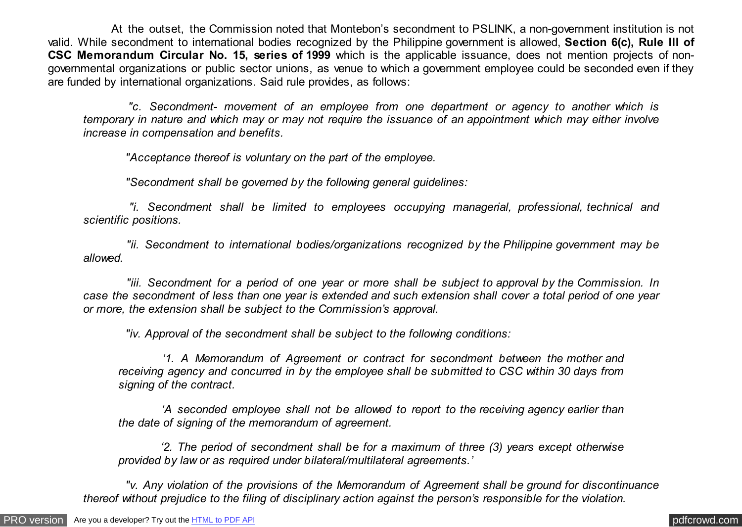At the outset, the Commission noted that Montebon's secondment to PSLINK, a non-government institution is not valid. While secondment to international bodies recognized by the Philippine government is allowed, **Section 6(c), Rule III of CSC Memorandum Circular No. 15, series of 1999** which is the applicable issuance, does not mention projects of non-governmental organizations or public sector unions, as venue to which a government employee could be seconded even if they are funded by international organizations. Said rule provides, as follows:

> *"c. Secondment- movement of an employee from one department or agency to another which is temporary in nature and which may or may not require the issuance of an appointment which may either involve increase in compensation and benefits.*
>
> *"Acceptance thereof is voluntary on the part of the employee.*
>
> *"Secondment shall be governed by the following general guidelines:*
>
> *"i. Secondment shall be limited to employees occupying managerial, professional, technical and scientific positions.*
>
> *"ii. Secondment to international bodies/organizations recognized by the Philippine government may be allowed.*
>
> *"iii. Secondment for a period of one year or more shall be subject to approval by the Commission. In case the secondment of less than one year is extended and such extension shall cover a total period of one year or more, the extension shall be subject to the Commission's approval.*
>
> *"iv. Approval of the secondment shall be subject to the following conditions:*
>
> > *'1. A Memorandum of Agreement or contract for secondment between the mother and receiving agency and concurred in by the employee shall be submitted to CSC within 30 days from signing of the contract.*
> >
> > *'A seconded employee shall not be allowed to report to the receiving agency earlier than the date of signing of the memorandum of agreement.*
> >
> > *'2. The period of secondment shall be for a maximum of three (3) years except otherwise provided by law or as required under bilateral/multilateral agreements.'*
>
> *"v. Any violation of the provisions of the Memorandum of Agreement shall be ground for discontinuance thereof without prejudice to the filing of disciplinary action against the person's responsible for the violation.*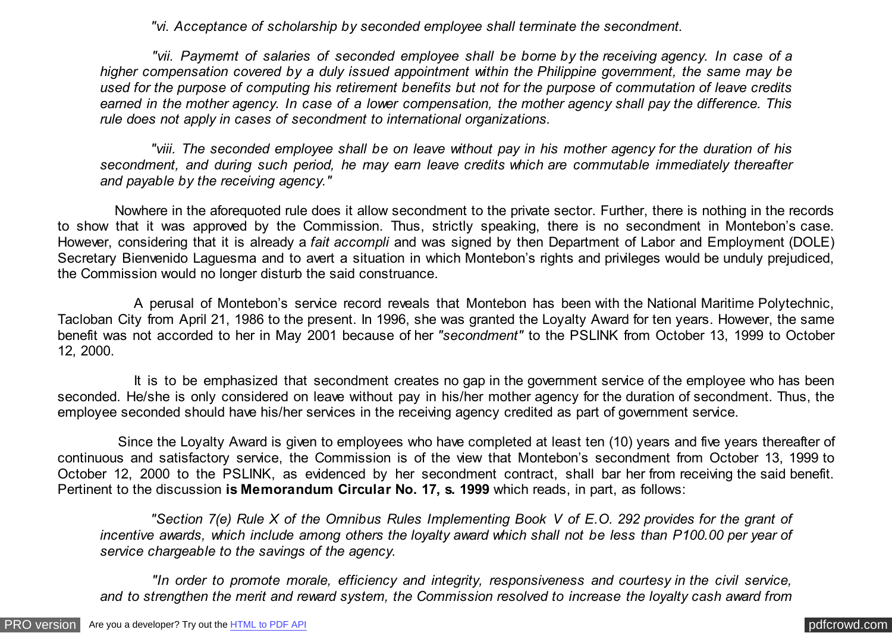*"vi. Acceptance of scholarship by seconded employee shall terminate the secondment.*

*"vii. Paymemt of salaries of seconded employee shall be borne by the receiving agency. In case of a higher compensation covered by a duly issued appointment within the Philippine government, the same may be used for the purpose of computing his retirement benefits but not for the purpose of commutation of leave credits earned in the mother agency. In case of a lower compensation, the mother agency shall pay the difference. This rule does not apply in cases of secondment to international organizations.*

*"viii. The seconded employee shall be on leave without pay in his mother agency for the duration of his secondment, and during such period, he may earn leave credits which are commutable immediately thereafter and payable by the receiving agency."*

Nowhere in the aforequoted rule does it allow secondment to the private sector. Further, there is nothing in the records to show that it was approved by the Commission. Thus, strictly speaking, there is no secondment in Montebon's case. However, considering that it is already a *fait accompli* and was signed by then Department of Labor and Employment (DOLE) Secretary Bienvenido Laguesma and to avert a situation in which Montebon's rights and privileges would be unduly prejudiced, the Commission would no longer disturb the said construance.

A perusal of Montebon's service record reveals that Montebon has been with the National Maritime Polytechnic, Tacloban City from April 21, 1986 to the present. In 1996, she was granted the Loyalty Award for ten years. However, the same benefit was not accorded to her in May 2001 because of her *"secondment"* to the PSLINK from October 13, 1999 to October 12, 2000.

It is to be emphasized that secondment creates no gap in the government service of the employee who has been seconded. He/she is only considered on leave without pay in his/her mother agency for the duration of secondment. Thus, the employee seconded should have his/her services in the receiving agency credited as part of government service.

Since the Loyalty Award is given to employees who have completed at least ten (10) years and five years thereafter of continuous and satisfactory service, the Commission is of the view that Montebon's secondment from October 13, 1999 to October 12, 2000 to the PSLINK, as evidenced by her secondment contract, shall bar her from receiving the said benefit. Pertinent to the discussion **is Memorandum Circular No. 17, s. 1999** which reads, in part, as follows:

*"Section 7(e) Rule X of the Omnibus Rules Implementing Book V of E.O. 292 provides for the grant of incentive awards, which include among others the loyalty award which shall not be less than P100.00 per year of service chargeable to the savings of the agency.*

*"In order to promote morale, efficiency and integrity, responsiveness and courtesy in the civil service, and to strengthen the merit and reward system, the Commission resolved to increase the loyalty cash award from*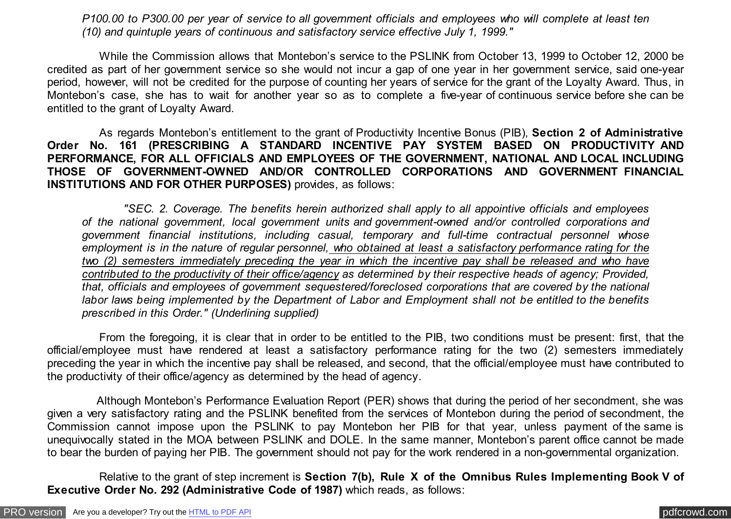*P100.00 to P300.00 per year of service to all government officials and employees who will complete at least ten (10) and quintuple years of continuous and satisfactory service effective July 1, 1999."*

While the Commission allows that Montebon's service to the PSLINK from October 13, 1999 to October 12, 2000 be credited as part of her government service so she would not incur a gap of one year in her government service, said one-year period, however, will not be credited for the purpose of counting her years of service for the grant of the Loyalty Award. Thus, in Montebon's case, she has to wait for another year so as to complete a five-year of continuous service before she can be entitled to the grant of Loyalty Award.

As regards Montebon's entitlement to the grant of Productivity Incentive Bonus (PIB), **Section 2 of Administrative Order No. 161 (PRESCRIBING A STANDARD INCENTIVE PAY SYSTEM BASED ON PRODUCTIVITY AND PERFORMANCE, FOR ALL OFFICIALS AND EMPLOYEES OF THE GOVERNMENT, NATIONAL AND LOCAL INCLUDING THOSE OF GOVERNMENT-OWNED AND/OR CONTROLLED CORPORATIONS AND GOVERNMENT FINANCIAL INSTITUTIONS AND FOR OTHER PURPOSES)** provides, as follows:

> *"SEC. 2. Coverage. The benefits herein authorized shall apply to all appointive officials and employees of the national government, local government units and government-owned and/or controlled corporations and government financial institutions, including casual, temporary and full-time contractual personnel whose employment is in the nature of regular personnel, <u>who obtained at least a satisfactory performance rating for the two (2) semesters immediately preceding the year in which the incentive pay shall be released and who have contributed to the productivity of their office/agency</u> as determined by their respective heads of agency; Provided, that, officials and employees of government sequestered/foreclosed corporations that are covered by the national labor laws being implemented by the Department of Labor and Employment shall not be entitled to the benefits prescribed in this Order." (Underlining supplied)*

From the foregoing, it is clear that in order to be entitled to the PIB, two conditions must be present: first, that the official/employee must have rendered at least a satisfactory performance rating for the two (2) semesters immediately preceding the year in which the incentive pay shall be released, and second, that the official/employee must have contributed to the productivity of their office/agency as determined by the head of agency.

Although Montebon's Performance Evaluation Report (PER) shows that during the period of her secondment, she was given a very satisfactory rating and the PSLINK benefited from the services of Montebon during the period of secondment, the Commission cannot impose upon the PSLINK to pay Montebon her PIB for that year, unless payment of the same is unequivocally stated in the MOA between PSLINK and DOLE. In the same manner, Montebon's parent office cannot be made to bear the burden of paying her PIB. The government should not pay for the work rendered in a non-governmental organization.

Relative to the grant of step increment is **Section 7(b), Rule X of the Omnibus Rules Implementing Book V of Executive Order No. 292 (Administrative Code of 1987)** which reads, as follows: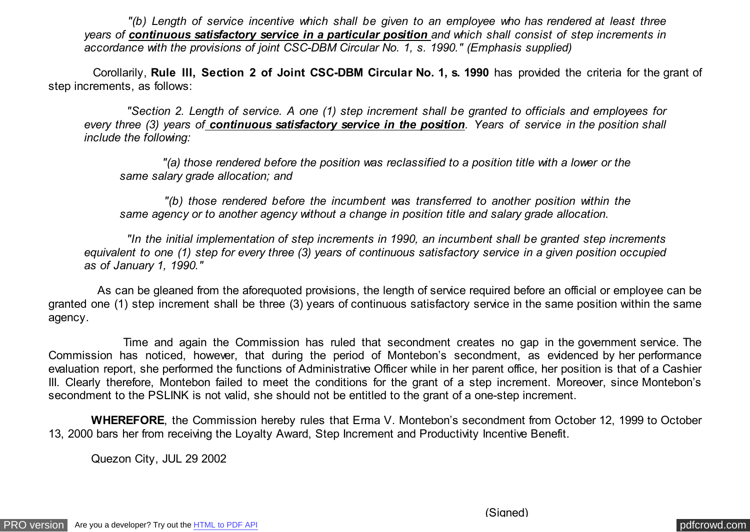*"(b) Length of service incentive which shall be given to an employee who has rendered at least three years of **continuous satisfactory service in a particular position** and which shall consist of step increments in accordance with the provisions of joint CSC-DBM Circular No. 1, s. 1990." (Emphasis supplied)*

Corollarily, **Rule III, Section 2 of Joint CSC-DBM Circular No. 1, s. 1990** has provided the criteria for the grant of step increments, as follows:

*"Section 2. Length of service. A one (1) step increment shall be granted to officials and employees for every three (3) years of **continuous satisfactory service in the position**. Years of service in the position shall include the following:*

*"(a) those rendered before the position was reclassified to a position title with a lower or the same salary grade allocation; and*

*"(b) those rendered before the incumbent was transferred to another position within the same agency or to another agency without a change in position title and salary grade allocation.*

*"In the initial implementation of step increments in 1990, an incumbent shall be granted step increments equivalent to one (1) step for every three (3) years of continuous satisfactory service in a given position occupied as of January 1, 1990."*

As can be gleaned from the aforequoted provisions, the length of service required before an official or employee can be granted one (1) step increment shall be three (3) years of continuous satisfactory service in the same position within the same agency.

Time and again the Commission has ruled that secondment creates no gap in the government service. The Commission has noticed, however, that during the period of Montebon's secondment, as evidenced by her performance evaluation report, she performed the functions of Administrative Officer while in her parent office, her position is that of a Cashier III. Clearly therefore, Montebon failed to meet the conditions for the grant of a step increment. Moreover, since Montebon's secondment to the PSLINK is not valid, she should not be entitled to the grant of a one-step increment.

**WHEREFORE**, the Commission hereby rules that Erma V. Montebon's secondment from October 12, 1999 to October 13, 2000 bars her from receiving the Loyalty Award, Step Increment and Productivity Incentive Benefit.

Quezon City, JUL 29 2002

(Signed)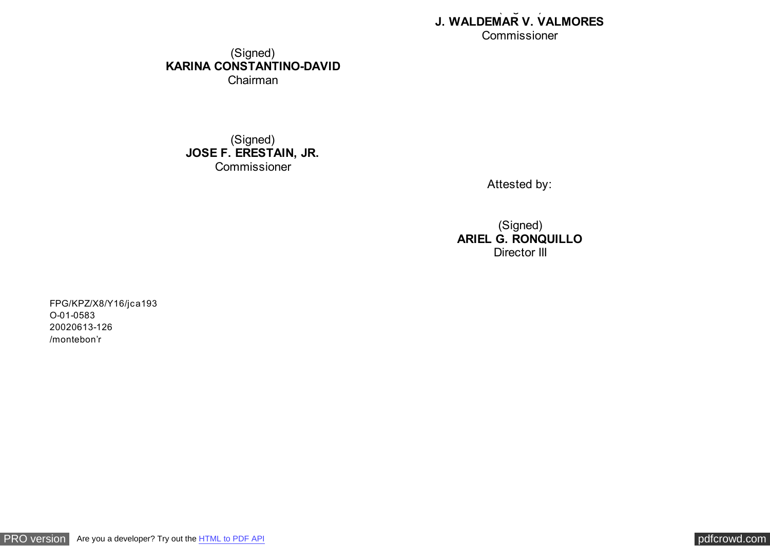(Signed)
**J. WALDEMAR V. VALMORES**
Commissioner

(Signed)
**KARINA CONSTANTINO-DAVID**
Chairman

(Signed)
**JOSE F. ERESTAIN, JR.**
Commissioner

Attested by:

(Signed)
**ARIEL G. RONQUILLO**
Director III

FPG/KPZ/X8/Y16/jca193
O-01-0583
20020613-126
/montebon'r